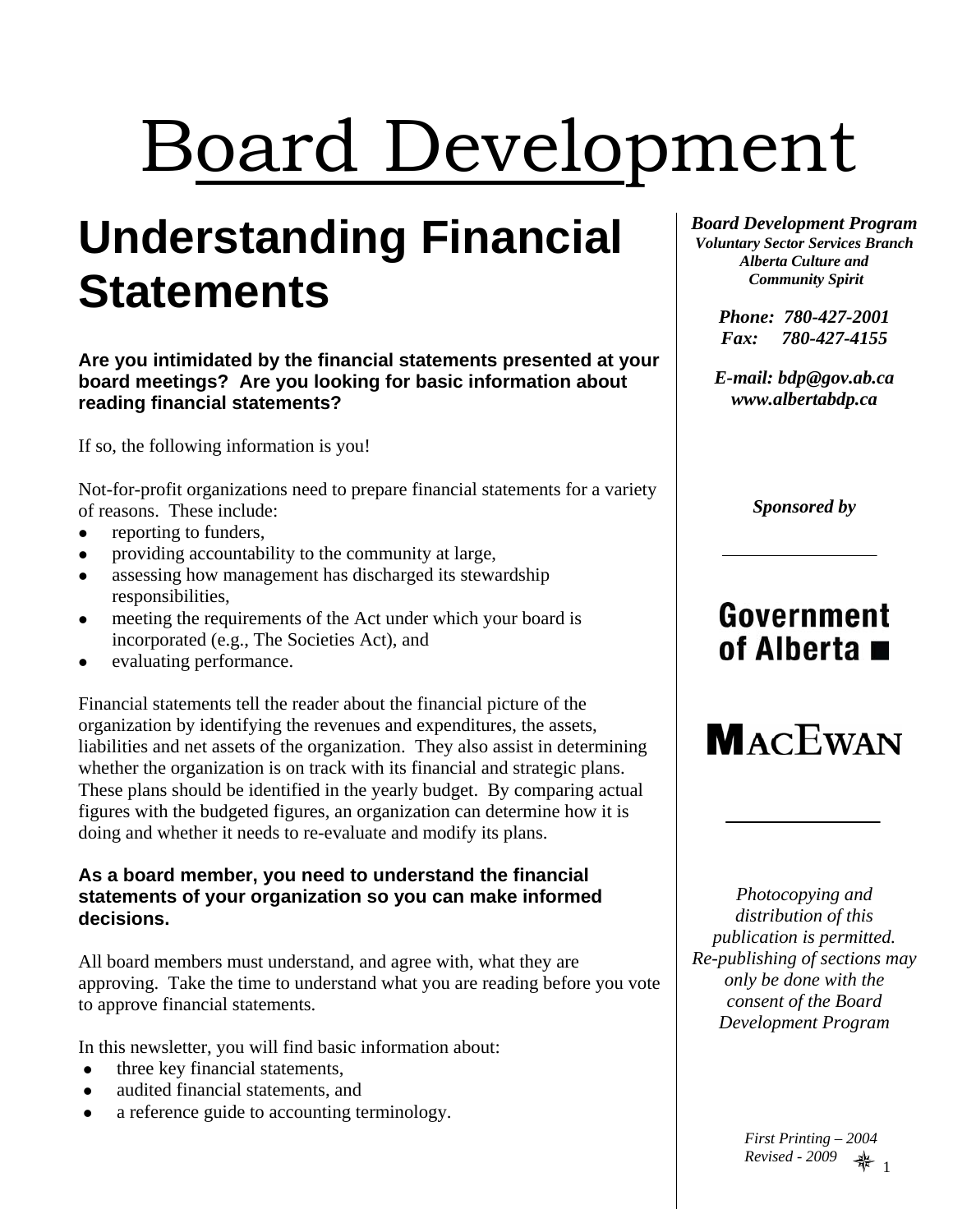# Board Development

## Understanding Financial Statements

**Are you intimidated by the financial statements presented at your board meetings? Are you looking for basic information about reading financial statements?**

If so, the following information is you!

Not-for-profit organizations need to prepare financial statements for a variety of reasons. These include:

- reporting to funders,
- providing accountability to the community at large,
- assessing how management has discharged its stewardship responsibilities,
- meeting the requirements of the Act under which your board is incorporated (e.g., The Societies Act), and
- evaluating performance.

Financial statements tell the reader about the financial picture of the organization by identifying the revenues and expenditures, the assets, liabilities and net assets of the organization. They also assist in determining whether the organization is on track with its financial and strategic plans. These plans should be identified in the yearly budget. By comparing actual figures with the budgeted figures, an organization can determine how it is doing and whether it needs to re-evaluate and modify its plans.

**As a board member, you need to understand the financial statements of your organization so you can make informed decisions.**

All board members must understand, and agree with, what they are approving. Take the time to understand what you are reading before you vote to approve financial statements.

In this newsletter, you will find basic information about:

- three key financial statements,
- audited financial statements, and
- a reference guide to accounting terminology.

***Board Development Program***
***Voluntary Sector Services Branch***
***Alberta Culture and Community Spirit***

***Phone: 780-427-2001***
***Fax: 780-427-4155***

***E-mail: bdp@gov.ab.ca***
***www.albertabdp.ca***

*Sponsored by*

**Government of Alberta**

**MacEwan**

*Photocopying and distribution of this publication is permitted. Re-publishing of sections may only be done with the consent of the Board Development Program*

*First Printing – 2004*
*Revised - 2009*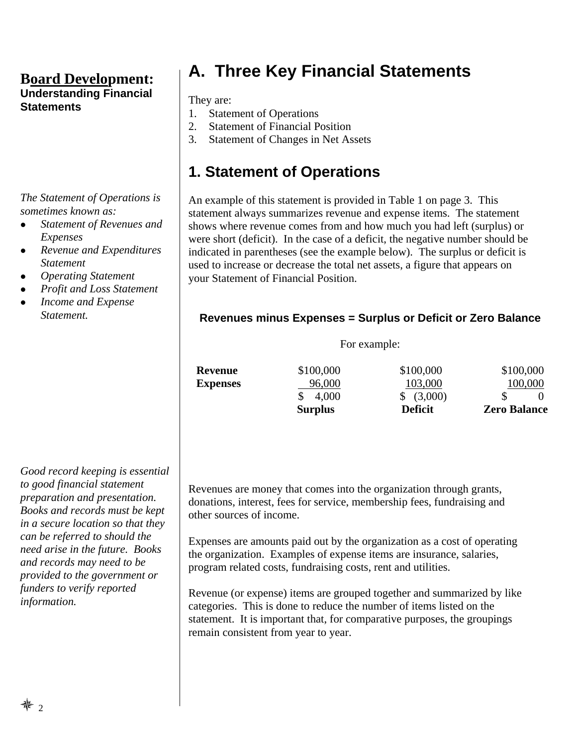**Board Development:**
**Understanding Financial Statements**

# A. Three Key Financial Statements

They are:
1. Statement of Operations
2. Statement of Financial Position
3. Statement of Changes in Net Assets

## 1. Statement of Operations

*The Statement of Operations is sometimes known as:*
- *Statement of Revenues and Expenses*
- *Revenue and Expenditures Statement*
- *Operating Statement*
- *Profit and Loss Statement*
- *Income and Expense Statement.*

An example of this statement is provided in Table 1 on page 3. This statement always summarizes revenue and expense items. The statement shows where revenue comes from and how much you had left (surplus) or were short (deficit). In the case of a deficit, the negative number should be indicated in parentheses (see the example below). The surplus or deficit is used to increase or decrease the total net assets, a figure that appears on your Statement of Financial Position.

**Revenues minus Expenses = Surplus or Deficit or Zero Balance**

For example:

| | | | |
|---|---|---|---|
| **Revenue** | $100,000 | $100,000 | $100,000 |
| **Expenses** | 96,000 | 103,000 | 100,000 |
| | $ 4,000 | $ (3,000) | $ 0 |
| | **Surplus** | **Deficit** | **Zero Balance** |

*Good record keeping is essential to good financial statement preparation and presentation. Books and records must be kept in a secure location so that they can be referred to should the need arise in the future. Books and records may need to be provided to the government or funders to verify reported information.*

Revenues are money that comes into the organization through grants, donations, interest, fees for service, membership fees, fundraising and other sources of income.

Expenses are amounts paid out by the organization as a cost of operating the organization. Examples of expense items are insurance, salaries, program related costs, fundraising costs, rent and utilities.

Revenue (or expense) items are grouped together and summarized by like categories. This is done to reduce the number of items listed on the statement. It is important that, for comparative purposes, the groupings remain consistent from year to year.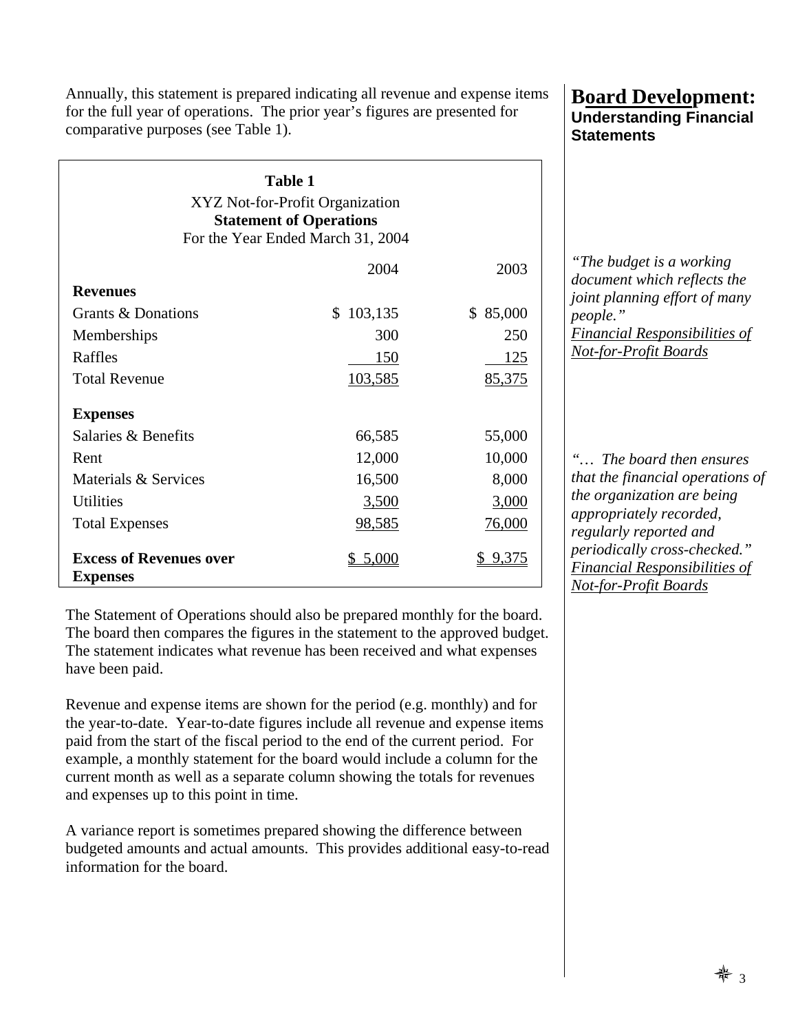Annually, this statement is prepared indicating all revenue and expense items for the full year of operations. The prior year's figures are presented for comparative purposes (see Table 1).

**Table 1**

XYZ Not-for-Profit Organization
**Statement of Operations**
For the Year Ended March 31, 2004

| | 2004 | 2003 |
|---|---|---|
| **Revenues** | | |
| Grants & Donations | $ 103,135 | $ 85,000 |
| Memberships | 300 | 250 |
| Raffles | 150 | 125 |
| Total Revenue | 103,585 | 85,375 |
| **Expenses** | | |
| Salaries & Benefits | 66,585 | 55,000 |
| Rent | 12,000 | 10,000 |
| Materials & Services | 16,500 | 8,000 |
| Utilities | 3,500 | 3,000 |
| Total Expenses | 98,585 | 76,000 |
| **Excess of Revenues over Expenses** | $ 5,000 | $ 9,375 |

The Statement of Operations should also be prepared monthly for the board. The board then compares the figures in the statement to the approved budget. The statement indicates what revenue has been received and what expenses have been paid.

Revenue and expense items are shown for the period (e.g. monthly) and for the year-to-date. Year-to-date figures include all revenue and expense items paid from the start of the fiscal period to the end of the current period. For example, a monthly statement for the board would include a column for the current month as well as a separate column showing the totals for revenues and expenses up to this point in time.

A variance report is sometimes prepared showing the difference between budgeted amounts and actual amounts. This provides additional easy-to-read information for the board.

*"The budget is a working document which reflects the joint planning effort of many people."*
*Financial Responsibilities of Not-for-Profit Boards*

*"… The board then ensures that the financial operations of the organization are being appropriately recorded, regularly reported and periodically cross-checked."*
*Financial Responsibilities of Not-for-Profit Boards*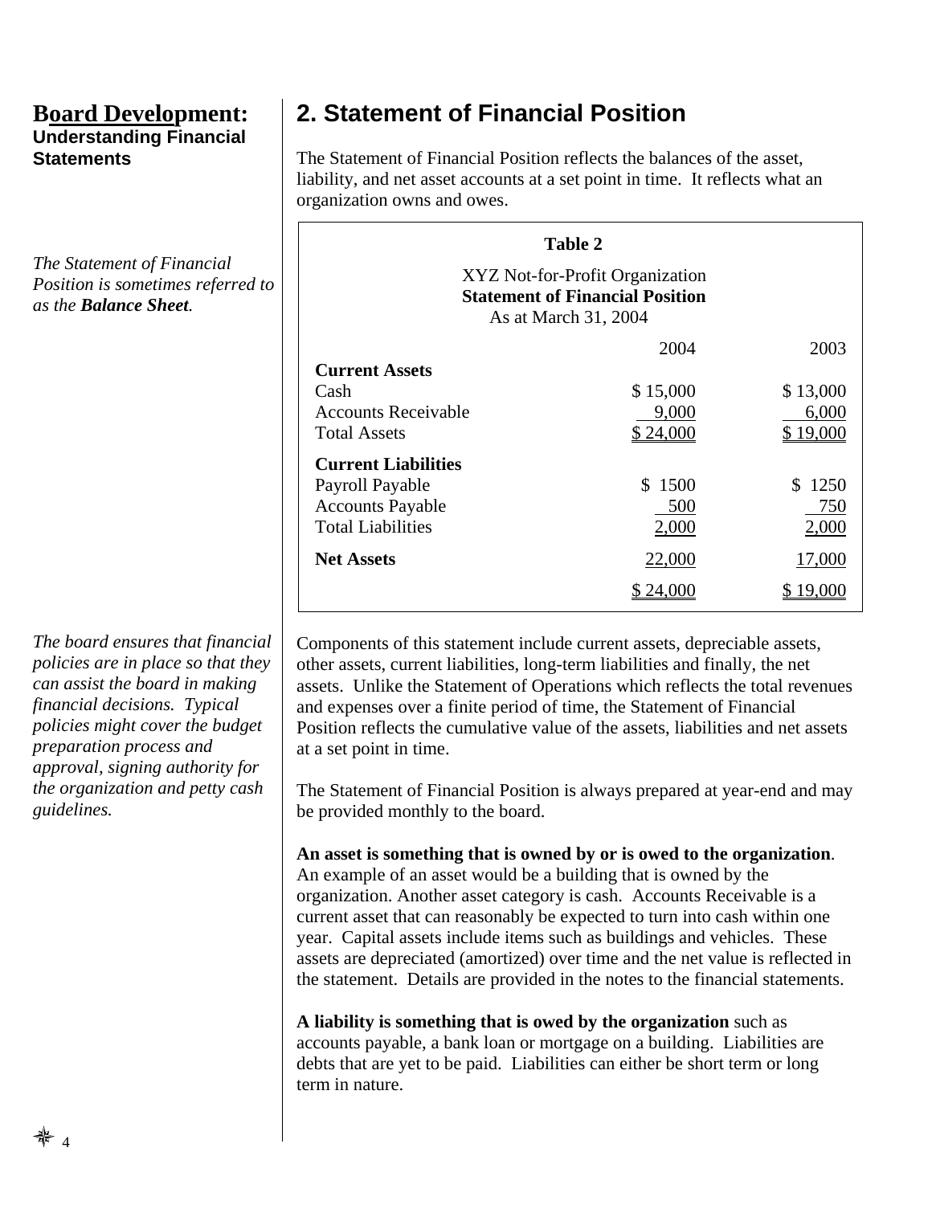**Board Development:**
**Understanding Financial Statements**

## 2. Statement of Financial Position

The Statement of Financial Position reflects the balances of the asset, liability, and net asset accounts at a set point in time. It reflects what an organization owns and owes.

*The Statement of Financial Position is sometimes referred to as the **Balance Sheet**.*

**Table 2**

XYZ Not-for-Profit Organization
**Statement of Financial Position**
As at March 31, 2004

| | 2004 | 2003 |
|---|---|---|
| **Current Assets** | | |
| Cash | $ 15,000 | $ 13,000 |
| Accounts Receivable | 9,000 | 6,000 |
| Total Assets | $ 24,000 | $ 19,000 |
| **Current Liabilities** | | |
| Payroll Payable | $ 1500 | $ 1250 |
| Accounts Payable | 500 | 750 |
| Total Liabilities | 2,000 | 2,000 |
| **Net Assets** | 22,000 | 17,000 |
| | $ 24,000 | $ 19,000 |

*The board ensures that financial policies are in place so that they can assist the board in making financial decisions. Typical policies might cover the budget preparation process and approval, signing authority for the organization and petty cash guidelines.*

Components of this statement include current assets, depreciable assets, other assets, current liabilities, long-term liabilities and finally, the net assets. Unlike the Statement of Operations which reflects the total revenues and expenses over a finite period of time, the Statement of Financial Position reflects the cumulative value of the assets, liabilities and net assets at a set point in time.

The Statement of Financial Position is always prepared at year-end and may be provided monthly to the board.

**An asset is something that is owned by or is owed to the organization**. An example of an asset would be a building that is owned by the organization. Another asset category is cash. Accounts Receivable is a current asset that can reasonably be expected to turn into cash within one year. Capital assets include items such as buildings and vehicles. These assets are depreciated (amortized) over time and the net value is reflected in the statement. Details are provided in the notes to the financial statements.

**A liability is something that is owed by the organization** such as accounts payable, a bank loan or mortgage on a building. Liabilities are debts that are yet to be paid. Liabilities can either be short term or long term in nature.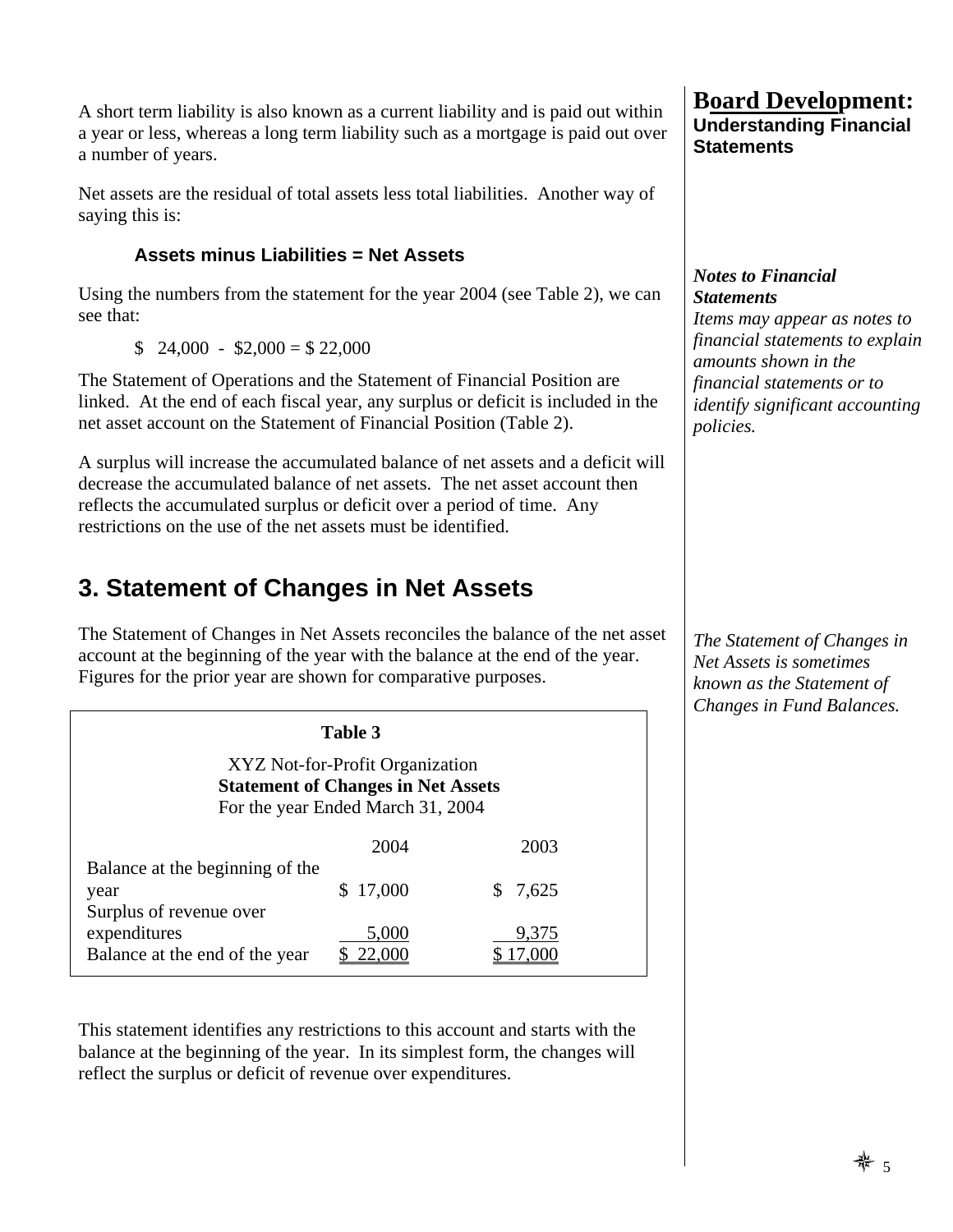A short term liability is also known as a current liability and is paid out within a year or less, whereas a long term liability such as a mortgage is paid out over a number of years.

Net assets are the residual of total assets less total liabilities. Another way of saying this is:

**Assets minus Liabilities = Net Assets**

Using the numbers from the statement for the year 2004 (see Table 2), we can see that:

$ 24,000 - $2,000 = $ 22,000

The Statement of Operations and the Statement of Financial Position are linked. At the end of each fiscal year, any surplus or deficit is included in the net asset account on the Statement of Financial Position (Table 2).

A surplus will increase the accumulated balance of net assets and a deficit will decrease the accumulated balance of net assets. The net asset account then reflects the accumulated surplus or deficit over a period of time. Any restrictions on the use of the net assets must be identified.

***Notes to Financial Statements***
*Items may appear as notes to financial statements to explain amounts shown in the financial statements or to identify significant accounting policies.*

## 3. Statement of Changes in Net Assets

The Statement of Changes in Net Assets reconciles the balance of the net asset account at the beginning of the year with the balance at the end of the year. Figures for the prior year are shown for comparative purposes.

*The Statement of Changes in Net Assets is sometimes known as the Statement of Changes in Fund Balances.*

**Table 3**

XYZ Not-for-Profit Organization
**Statement of Changes in Net Assets**
For the year Ended March 31, 2004

| | 2004 | 2003 |
|---|---|---|
| Balance at the beginning of the year | $ 17,000 | $ 7,625 |
| Surplus of revenue over expenditures | 5,000 | 9,375 |
| Balance at the end of the year | $ 22,000 | $ 17,000 |

This statement identifies any restrictions to this account and starts with the balance at the beginning of the year. In its simplest form, the changes will reflect the surplus or deficit of revenue over expenditures.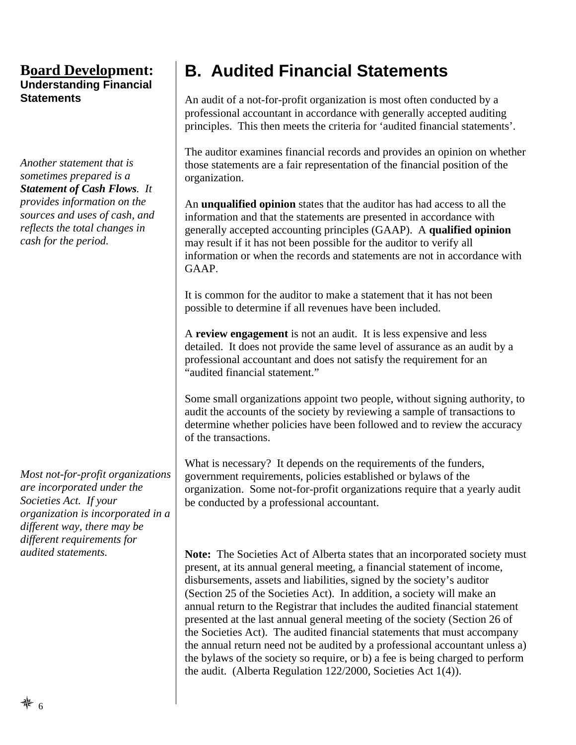## B. Audited Financial Statements

An audit of a not-for-profit organization is most often conducted by a professional accountant in accordance with generally accepted auditing principles. This then meets the criteria for 'audited financial statements'.

The auditor examines financial records and provides an opinion on whether those statements are a fair representation of the financial position of the organization.

*Another statement that is sometimes prepared is a **Statement of Cash Flows**. It provides information on the sources and uses of cash, and reflects the total changes in cash for the period.*

An **unqualified opinion** states that the auditor has had access to all the information and that the statements are presented in accordance with generally accepted accounting principles (GAAP). A **qualified opinion** may result if it has not been possible for the auditor to verify all information or when the records and statements are not in accordance with GAAP.

It is common for the auditor to make a statement that it has not been possible to determine if all revenues have been included.

A **review engagement** is not an audit. It is less expensive and less detailed. It does not provide the same level of assurance as an audit by a professional accountant and does not satisfy the requirement for an "audited financial statement."

Some small organizations appoint two people, without signing authority, to audit the accounts of the society by reviewing a sample of transactions to determine whether policies have been followed and to review the accuracy of the transactions.

What is necessary? It depends on the requirements of the funders, government requirements, policies established or bylaws of the organization. Some not-for-profit organizations require that a yearly audit be conducted by a professional accountant.

*Most not-for-profit organizations are incorporated under the Societies Act. If your organization is incorporated in a different way, there may be different requirements for audited statements.*

**Note:** The Societies Act of Alberta states that an incorporated society must present, at its annual general meeting, a financial statement of income, disbursements, assets and liabilities, signed by the society's auditor (Section 25 of the Societies Act). In addition, a society will make an annual return to the Registrar that includes the audited financial statement presented at the last annual general meeting of the society (Section 26 of the Societies Act). The audited financial statements that must accompany the annual return need not be audited by a professional accountant unless a) the bylaws of the society so require, or b) a fee is being charged to perform the audit. (Alberta Regulation 122/2000, Societies Act 1(4)).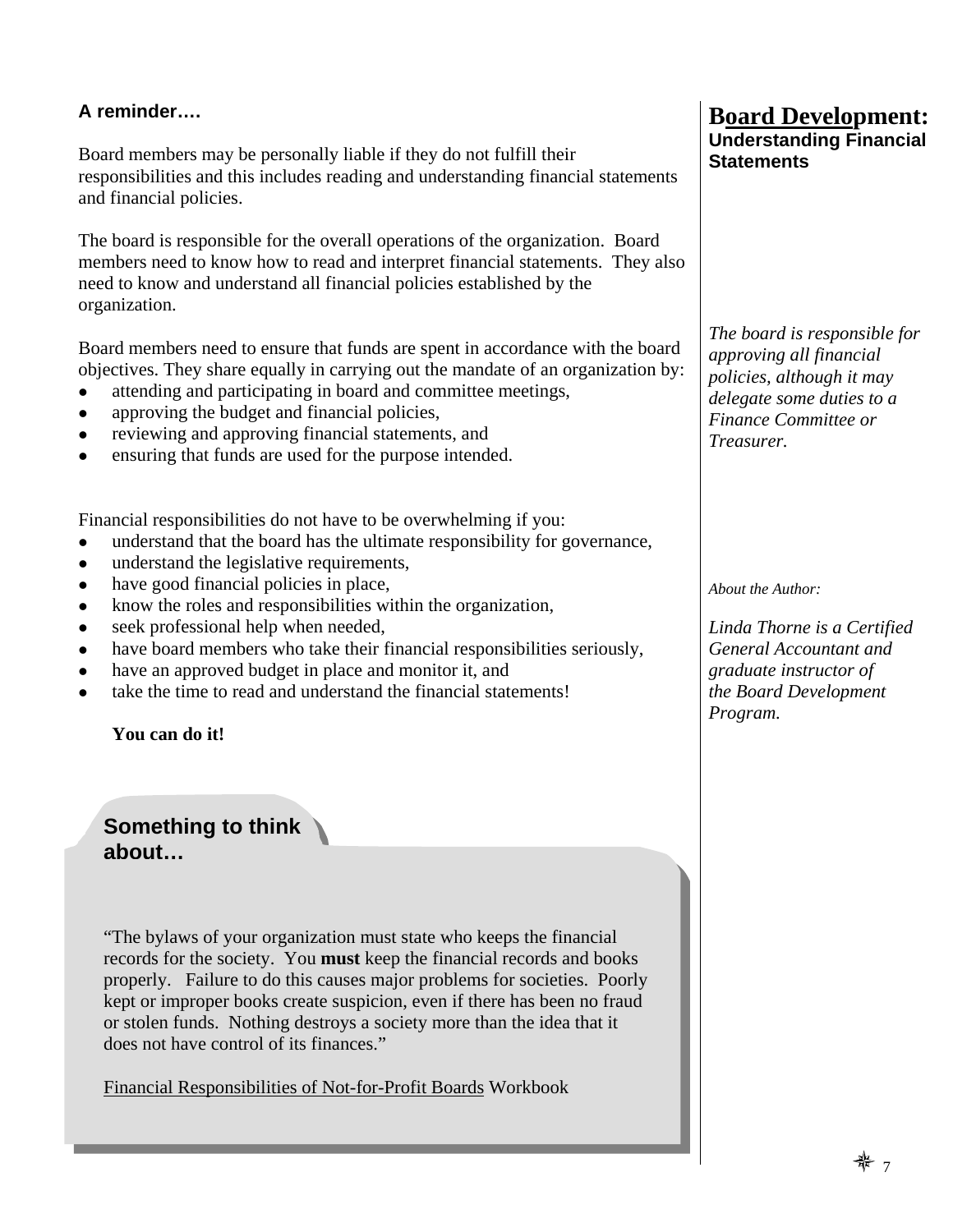## A reminder….

Board members may be personally liable if they do not fulfill their responsibilities and this includes reading and understanding financial statements and financial policies.

The board is responsible for the overall operations of the organization. Board members need to know how to read and interpret financial statements. They also need to know and understand all financial policies established by the organization.

Board members need to ensure that funds are spent in accordance with the board objectives. They share equally in carrying out the mandate of an organization by:

- attending and participating in board and committee meetings,
- approving the budget and financial policies,
- reviewing and approving financial statements, and
- ensuring that funds are used for the purpose intended.

Financial responsibilities do not have to be overwhelming if you:

- understand that the board has the ultimate responsibility for governance,
- understand the legislative requirements,
- have good financial policies in place,
- know the roles and responsibilities within the organization,
- seek professional help when needed,
- have board members who take their financial responsibilities seriously,
- have an approved budget in place and monitor it, and
- take the time to read and understand the financial statements!

**You can do it!**

## Something to think about…

"The bylaws of your organization must state who keeps the financial records for the society. You **must** keep the financial records and books properly. Failure to do this causes major problems for societies. Poorly kept or improper books create suspicion, even if there has been no fraud or stolen funds. Nothing destroys a society more than the idea that it does not have control of its finances."

Financial Responsibilities of Not-for-Profit Boards Workbook

# Board Development: Understanding Financial Statements

*The board is responsible for approving all financial policies, although it may delegate some duties to a Finance Committee or Treasurer.*

*About the Author:*

*Linda Thorne is a Certified General Accountant and graduate instructor of the Board Development Program.*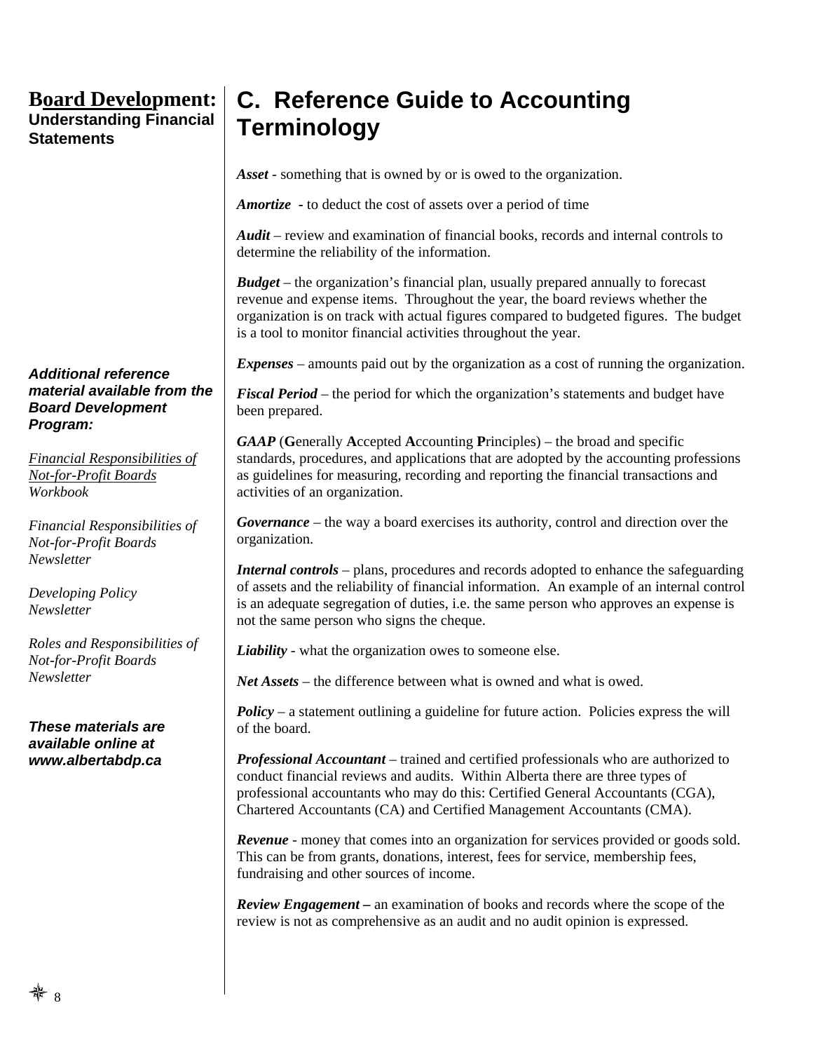**Board Development:**
**Understanding Financial Statements**

# C. Reference Guide to Accounting Terminology

***Asset*** - something that is owned by or is owed to the organization.

***Amortize*** **-** to deduct the cost of assets over a period of time

***Audit*** – review and examination of financial books, records and internal controls to determine the reliability of the information.

***Budget*** – the organization's financial plan, usually prepared annually to forecast revenue and expense items. Throughout the year, the board reviews whether the organization is on track with actual figures compared to budgeted figures. The budget is a tool to monitor financial activities throughout the year.

***Expenses*** – amounts paid out by the organization as a cost of running the organization.

***Fiscal Period*** – the period for which the organization's statements and budget have been prepared.

***GAAP*** (**G**enerally **A**ccepted **A**ccounting **P**rinciples) – the broad and specific standards, procedures, and applications that are adopted by the accounting professions as guidelines for measuring, recording and reporting the financial transactions and activities of an organization.

***Governance*** – the way a board exercises its authority, control and direction over the organization.

***Internal controls*** – plans, procedures and records adopted to enhance the safeguarding of assets and the reliability of financial information. An example of an internal control is an adequate segregation of duties, i.e. the same person who approves an expense is not the same person who signs the cheque.

***Liability*** - what the organization owes to someone else.

***Net Assets*** – the difference between what is owned and what is owed.

***Policy*** – a statement outlining a guideline for future action. Policies express the will of the board.

***Professional Accountant*** – trained and certified professionals who are authorized to conduct financial reviews and audits. Within Alberta there are three types of professional accountants who may do this: Certified General Accountants (CGA), Chartered Accountants (CA) and Certified Management Accountants (CMA).

***Revenue*** - money that comes into an organization for services provided or goods sold. This can be from grants, donations, interest, fees for service, membership fees, fundraising and other sources of income.

***Review Engagement*** **–** an examination of books and records where the scope of the review is not as comprehensive as an audit and no audit opinion is expressed.

***Additional reference material available from the Board Development Program:***

*Financial Responsibilities of Not-for-Profit Boards Workbook*

*Financial Responsibilities of Not-for-Profit Boards Newsletter*

*Developing Policy Newsletter*

*Roles and Responsibilities of Not-for-Profit Boards Newsletter*

***These materials are available online at www.albertabdp.ca***